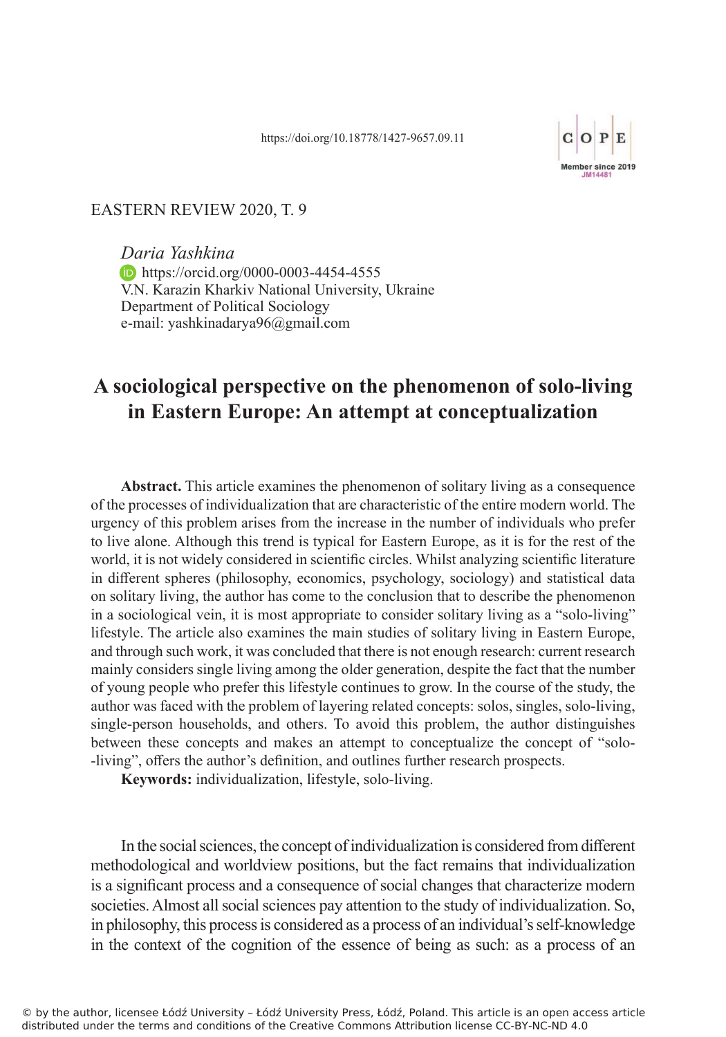https://doi.org/10.18778/1427-9657.09.11

EASTERN REVIEW 2020, T. 9

*Daria Yashkina*
https://orcid.org/0000-0003-4454-4555
V.N. Karazin Kharkiv National University, Ukraine
Department of Political Sociology
e-mail: yashkinadarya96@gmail.com

# A sociological perspective on the phenomenon of solo-living in Eastern Europe: An attempt at conceptualization

**Abstract.** This article examines the phenomenon of solitary living as a consequence of the processes of individualization that are characteristic of the entire modern world. The urgency of this problem arises from the increase in the number of individuals who prefer to live alone. Although this trend is typical for Eastern Europe, as it is for the rest of the world, it is not widely considered in scientific circles. Whilst analyzing scientific literature in different spheres (philosophy, economics, psychology, sociology) and statistical data on solitary living, the author has come to the conclusion that to describe the phenomenon in a sociological vein, it is most appropriate to consider solitary living as a "solo-living" lifestyle. The article also examines the main studies of solitary living in Eastern Europe, and through such work, it was concluded that there is not enough research: current research mainly considers single living among the older generation, despite the fact that the number of young people who prefer this lifestyle continues to grow. In the course of the study, the author was faced with the problem of layering related concepts: solos, singles, solo-living, single-person households, and others. To avoid this problem, the author distinguishes between these concepts and makes an attempt to conceptualize the concept of "solo-living", offers the author's definition, and outlines further research prospects.

**Keywords:** individualization, lifestyle, solo-living.

In the social sciences, the concept of individualization is considered from different methodological and worldview positions, but the fact remains that individualization is a significant process and a consequence of social changes that characterize modern societies. Almost all social sciences pay attention to the study of individualization. So, in philosophy, this process is considered as a process of an individual's self-knowledge in the context of the cognition of the essence of being as such: as a process of an

© by the author, licensee Łódź University – Łódź University Press, Łódź, Poland. This article is an open access article distributed under the terms and conditions of the Creative Commons Attribution license CC-BY-NC-ND 4.0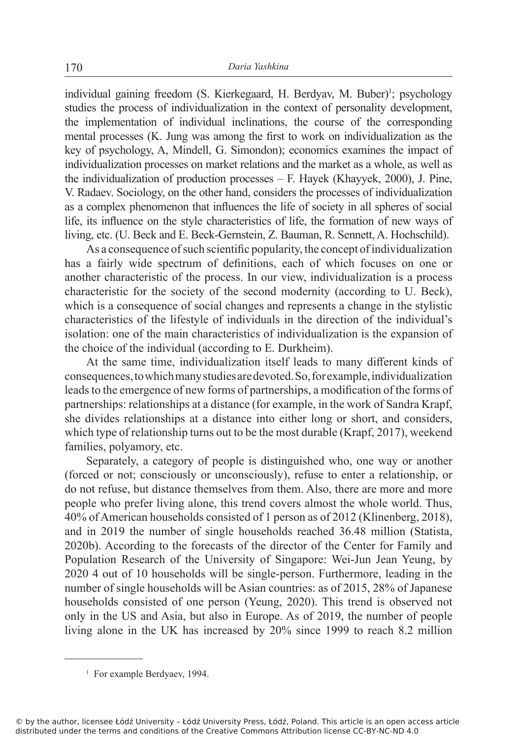individual gaining freedom (S. Kierkegaard, H. Berdyav, M. Buber)[1]; psychology studies the process of individualization in the context of personality development, the implementation of individual inclinations, the course of the corresponding mental processes (K. Jung was among the first to work on individualization as the key of psychology, A, Mindell, G. Simondon); economics examines the impact of individualization processes on market relations and the market as a whole, as well as the individualization of production processes – F. Hayek (Khayyek, 2000), J. Pine, V. Radaev. Sociology, on the other hand, considers the processes of individualization as a complex phenomenon that influences the life of society in all spheres of social life, its influence on the style characteristics of life, the formation of new ways of living, etc. (U. Beck and E. Beck-Gernstein, Z. Bauman, R. Sennett, A. Hochschild).

As a consequence of such scientific popularity, the concept of individualization has a fairly wide spectrum of definitions, each of which focuses on one or another characteristic of the process. In our view, individualization is a process characteristic for the society of the second modernity (according to U. Beck), which is a consequence of social changes and represents a change in the stylistic characteristics of the lifestyle of individuals in the direction of the individual's isolation: one of the main characteristics of individualization is the expansion of the choice of the individual (according to E. Durkheim).

At the same time, individualization itself leads to many different kinds of consequences, to which many studies are devoted. So, for example, individualization leads to the emergence of new forms of partnerships, a modification of the forms of partnerships: relationships at a distance (for example, in the work of Sandra Krapf, she divides relationships at a distance into either long or short, and considers, which type of relationship turns out to be the most durable (Krapf, 2017), weekend families, polyamory, etc.

Separately, a category of people is distinguished who, one way or another (forced or not; consciously or unconsciously), refuse to enter a relationship, or do not refuse, but distance themselves from them. Also, there are more and more people who prefer living alone, this trend covers almost the whole world. Thus, 40% of American households consisted of 1 person as of 2012 (Klinenberg, 2018), and in 2019 the number of single households reached 36.48 million (Statista, 2020b). According to the forecasts of the director of the Center for Family and Population Research of the University of Singapore: Wei-Jun Jean Yeung, by 2020 4 out of 10 households will be single-person. Furthermore, leading in the number of single households will be Asian countries: as of 2015, 28% of Japanese households consisted of one person (Yeung, 2020). This trend is observed not only in the US and Asia, but also in Europe. As of 2019, the number of people living alone in the UK has increased by 20% since 1999 to reach 8.2 million

---

[1] For example Berdyaev, 1994.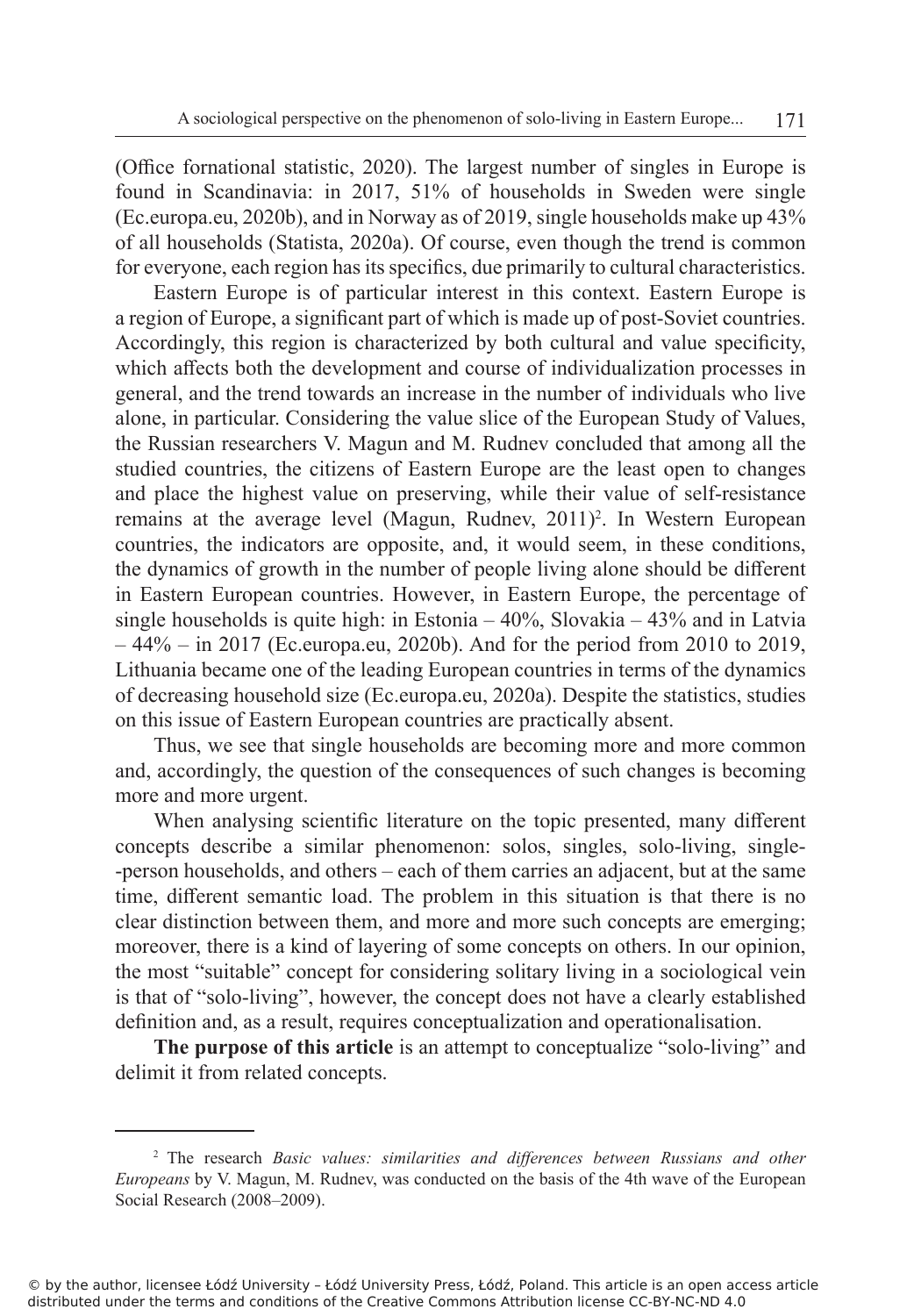(Office fornational statistic, 2020). The largest number of singles in Europe is found in Scandinavia: in 2017, 51% of households in Sweden were single (Ec.europa.eu, 2020b), and in Norway as of 2019, single households make up 43% of all households (Statista, 2020a). Of course, even though the trend is common for everyone, each region has its specifics, due primarily to cultural characteristics.

Eastern Europe is of particular interest in this context. Eastern Europe is a region of Europe, a significant part of which is made up of post-Soviet countries. Accordingly, this region is characterized by both cultural and value specificity, which affects both the development and course of individualization processes in general, and the trend towards an increase in the number of individuals who live alone, in particular. Considering the value slice of the European Study of Values, the Russian researchers V. Magun and M. Rudnev concluded that among all the studied countries, the citizens of Eastern Europe are the least open to changes and place the highest value on preserving, while their value of self-resistance remains at the average level (Magun, Rudnev, 2011)[2]. In Western European countries, the indicators are opposite, and, it would seem, in these conditions, the dynamics of growth in the number of people living alone should be different in Eastern European countries. However, in Eastern Europe, the percentage of single households is quite high: in Estonia – 40%, Slovakia – 43% and in Latvia – 44% – in 2017 (Ec.europa.eu, 2020b). And for the period from 2010 to 2019, Lithuania became one of the leading European countries in terms of the dynamics of decreasing household size (Ec.europa.eu, 2020a). Despite the statistics, studies on this issue of Eastern European countries are practically absent.

Thus, we see that single households are becoming more and more common and, accordingly, the question of the consequences of such changes is becoming more and more urgent.

When analysing scientific literature on the topic presented, many different concepts describe a similar phenomenon: solos, singles, solo-living, single--person households, and others – each of them carries an adjacent, but at the same time, different semantic load. The problem in this situation is that there is no clear distinction between them, and more and more such concepts are emerging; moreover, there is a kind of layering of some concepts on others. In our opinion, the most "suitable" concept for considering solitary living in a sociological vein is that of "solo-living", however, the concept does not have a clearly established definition and, as a result, requires conceptualization and operationalisation.

**The purpose of this article** is an attempt to conceptualize "solo-living" and delimit it from related concepts.

---

[2] The research *Basic values: similarities and differences between Russians and other Europeans* by V. Magun, M. Rudnev, was conducted on the basis of the 4th wave of the European Social Research (2008–2009).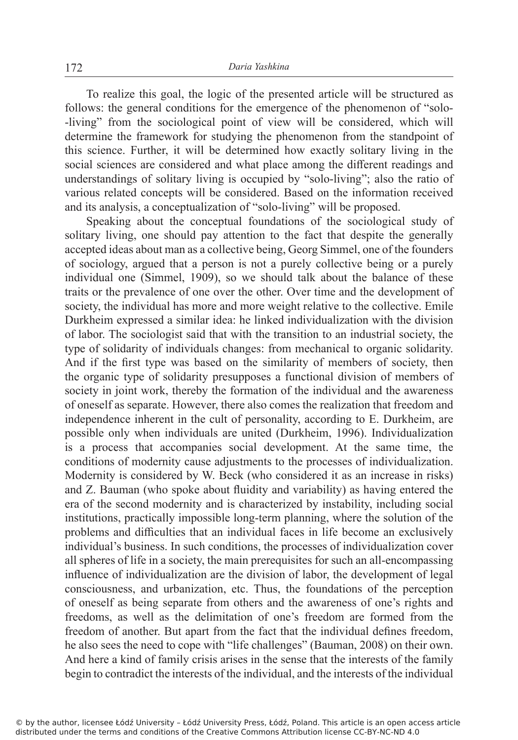To realize this goal, the logic of the presented article will be structured as follows: the general conditions for the emergence of the phenomenon of "solo-living" from the sociological point of view will be considered, which will determine the framework for studying the phenomenon from the standpoint of this science. Further, it will be determined how exactly solitary living in the social sciences are considered and what place among the different readings and understandings of solitary living is occupied by "solo-living"; also the ratio of various related concepts will be considered. Based on the information received and its analysis, a conceptualization of "solo-living" will be proposed.

Speaking about the conceptual foundations of the sociological study of solitary living, one should pay attention to the fact that despite the generally accepted ideas about man as a collective being, Georg Simmel, one of the founders of sociology, argued that a person is not a purely collective being or a purely individual one (Simmel, 1909), so we should talk about the balance of these traits or the prevalence of one over the other. Over time and the development of society, the individual has more and more weight relative to the collective. Emile Durkheim expressed a similar idea: he linked individualization with the division of labor. The sociologist said that with the transition to an industrial society, the type of solidarity of individuals changes: from mechanical to organic solidarity. And if the first type was based on the similarity of members of society, then the organic type of solidarity presupposes a functional division of members of society in joint work, thereby the formation of the individual and the awareness of oneself as separate. However, there also comes the realization that freedom and independence inherent in the cult of personality, according to E. Durkheim, are possible only when individuals are united (Durkheim, 1996). Individualization is a process that accompanies social development. At the same time, the conditions of modernity cause adjustments to the processes of individualization. Modernity is considered by W. Beck (who considered it as an increase in risks) and Z. Bauman (who spoke about fluidity and variability) as having entered the era of the second modernity and is characterized by instability, including social institutions, practically impossible long-term planning, where the solution of the problems and difficulties that an individual faces in life become an exclusively individual's business. In such conditions, the processes of individualization cover all spheres of life in a society, the main prerequisites for such an all-encompassing influence of individualization are the division of labor, the development of legal consciousness, and urbanization, etc. Thus, the foundations of the perception of oneself as being separate from others and the awareness of one's rights and freedoms, as well as the delimitation of one's freedom are formed from the freedom of another. But apart from the fact that the individual defines freedom, he also sees the need to cope with "life challenges" (Bauman, 2008) on their own. And here a kind of family crisis arises in the sense that the interests of the family begin to contradict the interests of the individual, and the interests of the individual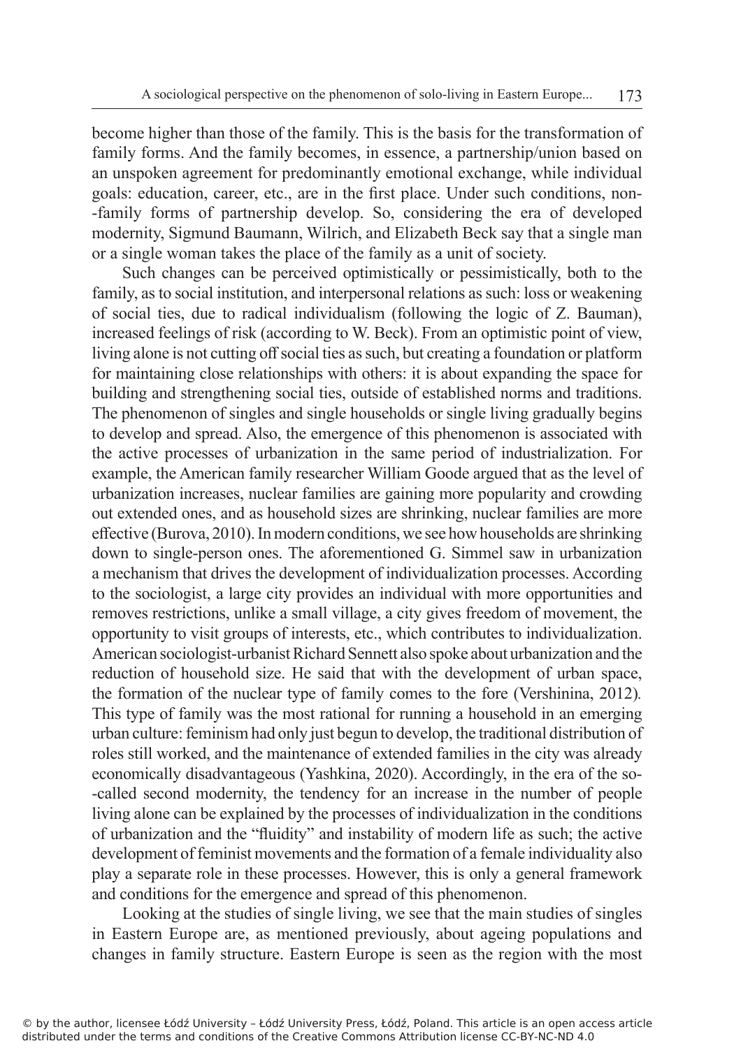become higher than those of the family. This is the basis for the transformation of family forms. And the family becomes, in essence, a partnership/union based on an unspoken agreement for predominantly emotional exchange, while individual goals: education, career, etc., are in the first place. Under such conditions, non--family forms of partnership develop. So, considering the era of developed modernity, Sigmund Baumann, Wilrich, and Elizabeth Beck say that a single man or a single woman takes the place of the family as a unit of society.

Such changes can be perceived optimistically or pessimistically, both to the family, as to social institution, and interpersonal relations as such: loss or weakening of social ties, due to radical individualism (following the logic of Z. Bauman), increased feelings of risk (according to W. Beck). From an optimistic point of view, living alone is not cutting off social ties as such, but creating a foundation or platform for maintaining close relationships with others: it is about expanding the space for building and strengthening social ties, outside of established norms and traditions. The phenomenon of singles and single households or single living gradually begins to develop and spread. Also, the emergence of this phenomenon is associated with the active processes of urbanization in the same period of industrialization. For example, the American family researcher William Goode argued that as the level of urbanization increases, nuclear families are gaining more popularity and crowding out extended ones, and as household sizes are shrinking, nuclear families are more effective (Burova, 2010). In modern conditions, we see how households are shrinking down to single-person ones. The aforementioned G. Simmel saw in urbanization a mechanism that drives the development of individualization processes. According to the sociologist, a large city provides an individual with more opportunities and removes restrictions, unlike a small village, a city gives freedom of movement, the opportunity to visit groups of interests, etc., which contributes to individualization. American sociologist-urbanist Richard Sennett also spoke about urbanization and the reduction of household size. He said that with the development of urban space, the formation of the nuclear type of family comes to the fore (Vershinina, 2012). This type of family was the most rational for running a household in an emerging urban culture: feminism had only just begun to develop, the traditional distribution of roles still worked, and the maintenance of extended families in the city was already economically disadvantageous (Yashkina, 2020). Accordingly, in the era of the so--called second modernity, the tendency for an increase in the number of people living alone can be explained by the processes of individualization in the conditions of urbanization and the "fluidity" and instability of modern life as such; the active development of feminist movements and the formation of a female individuality also play a separate role in these processes. However, this is only a general framework and conditions for the emergence and spread of this phenomenon.

Looking at the studies of single living, we see that the main studies of singles in Eastern Europe are, as mentioned previously, about ageing populations and changes in family structure. Eastern Europe is seen as the region with the most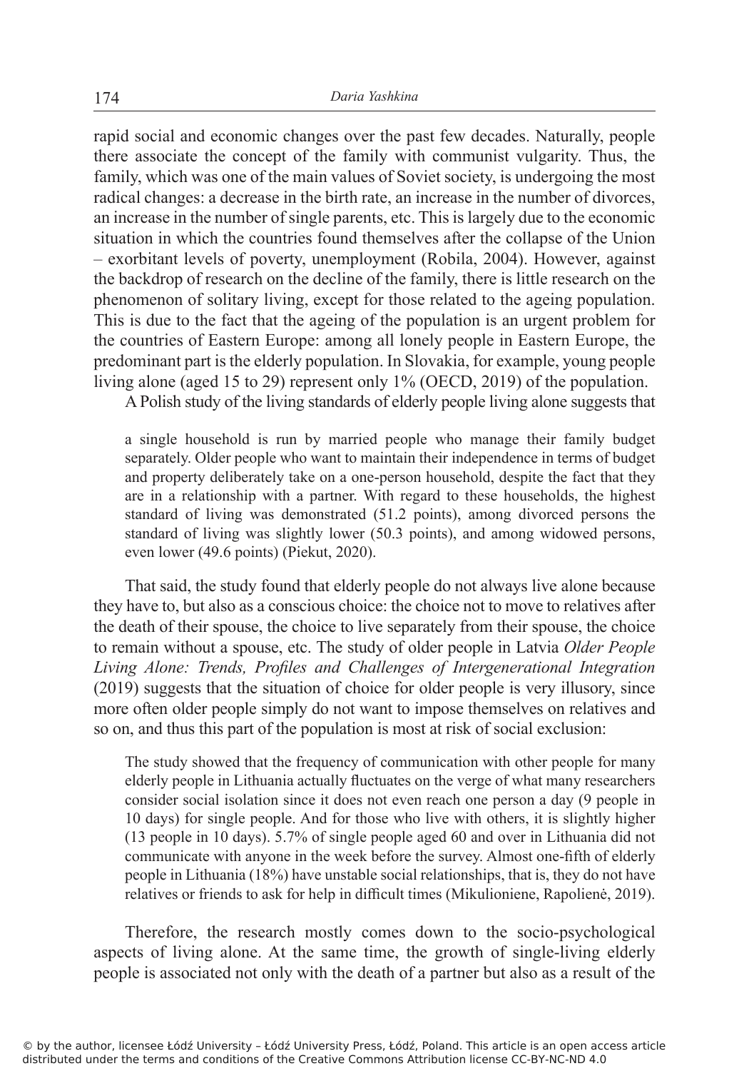rapid social and economic changes over the past few decades. Naturally, people there associate the concept of the family with communist vulgarity. Thus, the family, which was one of the main values of Soviet society, is undergoing the most radical changes: a decrease in the birth rate, an increase in the number of divorces, an increase in the number of single parents, etc. This is largely due to the economic situation in which the countries found themselves after the collapse of the Union – exorbitant levels of poverty, unemployment (Robila, 2004). However, against the backdrop of research on the decline of the family, there is little research on the phenomenon of solitary living, except for those related to the ageing population. This is due to the fact that the ageing of the population is an urgent problem for the countries of Eastern Europe: among all lonely people in Eastern Europe, the predominant part is the elderly population. In Slovakia, for example, young people living alone (aged 15 to 29) represent only 1% (OECD, 2019) of the population.

A Polish study of the living standards of elderly people living alone suggests that

> a single household is run by married people who manage their family budget separately. Older people who want to maintain their independence in terms of budget and property deliberately take on a one-person household, despite the fact that they are in a relationship with a partner. With regard to these households, the highest standard of living was demonstrated (51.2 points), among divorced persons the standard of living was slightly lower (50.3 points), and among widowed persons, even lower (49.6 points) (Piekut, 2020).

That said, the study found that elderly people do not always live alone because they have to, but also as a conscious choice: the choice not to move to relatives after the death of their spouse, the choice to live separately from their spouse, the choice to remain without a spouse, etc. The study of older people in Latvia *Older People Living Alone: Trends, Profiles and Challenges of Intergenerational Integration* (2019) suggests that the situation of choice for older people is very illusory, since more often older people simply do not want to impose themselves on relatives and so on, and thus this part of the population is most at risk of social exclusion:

> The study showed that the frequency of communication with other people for many elderly people in Lithuania actually fluctuates on the verge of what many researchers consider social isolation since it does not even reach one person a day (9 people in 10 days) for single people. And for those who live with others, it is slightly higher (13 people in 10 days). 5.7% of single people aged 60 and over in Lithuania did not communicate with anyone in the week before the survey. Almost one-fifth of elderly people in Lithuania (18%) have unstable social relationships, that is, they do not have relatives or friends to ask for help in difficult times (Mikulioniene, Rapolienė, 2019).

Therefore, the research mostly comes down to the socio-psychological aspects of living alone. At the same time, the growth of single-living elderly people is associated not only with the death of a partner but also as a result of the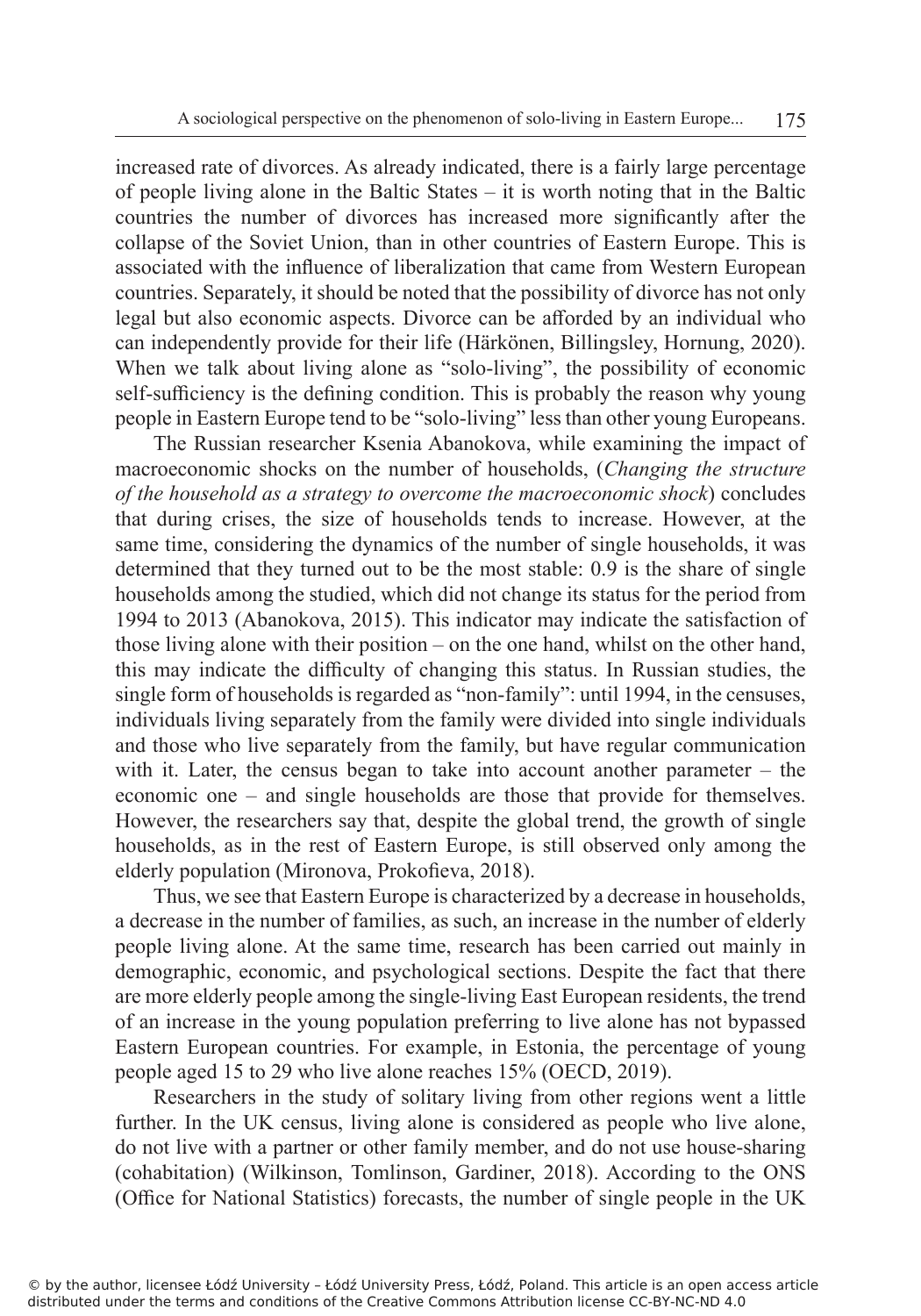increased rate of divorces. As already indicated, there is a fairly large percentage of people living alone in the Baltic States – it is worth noting that in the Baltic countries the number of divorces has increased more significantly after the collapse of the Soviet Union, than in other countries of Eastern Europe. This is associated with the influence of liberalization that came from Western European countries. Separately, it should be noted that the possibility of divorce has not only legal but also economic aspects. Divorce can be afforded by an individual who can independently provide for their life (Härkönen, Billingsley, Hornung, 2020). When we talk about living alone as "solo-living", the possibility of economic self-sufficiency is the defining condition. This is probably the reason why young people in Eastern Europe tend to be "solo-living" less than other young Europeans.

The Russian researcher Ksenia Abanokova, while examining the impact of macroeconomic shocks on the number of households, (*Changing the structure of the household as a strategy to overcome the macroeconomic shock*) concludes that during crises, the size of households tends to increase. However, at the same time, considering the dynamics of the number of single households, it was determined that they turned out to be the most stable: 0.9 is the share of single households among the studied, which did not change its status for the period from 1994 to 2013 (Abanokova, 2015). This indicator may indicate the satisfaction of those living alone with their position – on the one hand, whilst on the other hand, this may indicate the difficulty of changing this status. In Russian studies, the single form of households is regarded as "non-family": until 1994, in the censuses, individuals living separately from the family were divided into single individuals and those who live separately from the family, but have regular communication with it. Later, the census began to take into account another parameter – the economic one – and single households are those that provide for themselves. However, the researchers say that, despite the global trend, the growth of single households, as in the rest of Eastern Europe, is still observed only among the elderly population (Mironova, Prokofieva, 2018).

Thus, we see that Eastern Europe is characterized by a decrease in households, a decrease in the number of families, as such, an increase in the number of elderly people living alone. At the same time, research has been carried out mainly in demographic, economic, and psychological sections. Despite the fact that there are more elderly people among the single-living East European residents, the trend of an increase in the young population preferring to live alone has not bypassed Eastern European countries. For example, in Estonia, the percentage of young people aged 15 to 29 who live alone reaches 15% (OECD, 2019).

Researchers in the study of solitary living from other regions went a little further. In the UK census, living alone is considered as people who live alone, do not live with a partner or other family member, and do not use house-sharing (cohabitation) (Wilkinson, Tomlinson, Gardiner, 2018). According to the ONS (Office for National Statistics) forecasts, the number of single people in the UK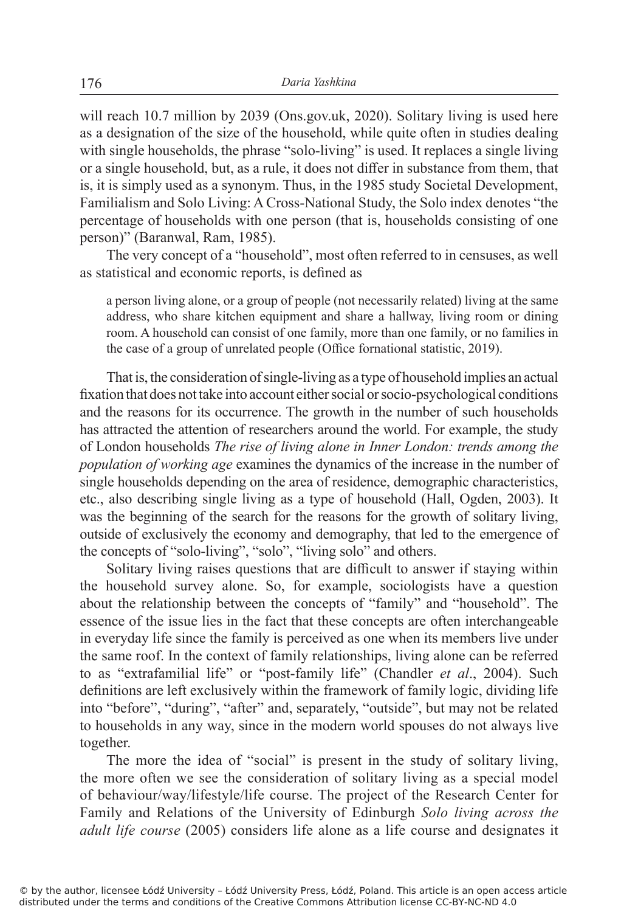will reach 10.7 million by 2039 (Ons.gov.uk, 2020). Solitary living is used here as a designation of the size of the household, while quite often in studies dealing with single households, the phrase "solo-living" is used. It replaces a single living or a single household, but, as a rule, it does not differ in substance from them, that is, it is simply used as a synonym. Thus, in the 1985 study Societal Development, Familialism and Solo Living: A Cross-National Study, the Solo index denotes "the percentage of households with one person (that is, households consisting of one person)" (Baranwal, Ram, 1985).

The very concept of a "household", most often referred to in censuses, as well as statistical and economic reports, is defined as

> a person living alone, or a group of people (not necessarily related) living at the same address, who share kitchen equipment and share a hallway, living room or dining room. A household can consist of one family, more than one family, or no families in the case of a group of unrelated people (Office fornational statistic, 2019).

That is, the consideration of single-living as a type of household implies an actual fixation that does not take into account either social or socio-psychological conditions and the reasons for its occurrence. The growth in the number of such households has attracted the attention of researchers around the world. For example, the study of London households *The rise of living alone in Inner London: trends among the population of working age* examines the dynamics of the increase in the number of single households depending on the area of residence, demographic characteristics, etc., also describing single living as a type of household (Hall, Ogden, 2003). It was the beginning of the search for the reasons for the growth of solitary living, outside of exclusively the economy and demography, that led to the emergence of the concepts of "solo-living", "solo", "living solo" and others.

Solitary living raises questions that are difficult to answer if staying within the household survey alone. So, for example, sociologists have a question about the relationship between the concepts of "family" and "household". The essence of the issue lies in the fact that these concepts are often interchangeable in everyday life since the family is perceived as one when its members live under the same roof. In the context of family relationships, living alone can be referred to as "extrafamilial life" or "post-family life" (Chandler *et al*., 2004). Such definitions are left exclusively within the framework of family logic, dividing life into "before", "during", "after" and, separately, "outside", but may not be related to households in any way, since in the modern world spouses do not always live together.

The more the idea of "social" is present in the study of solitary living, the more often we see the consideration of solitary living as a special model of behaviour/way/lifestyle/life course. The project of the Research Center for Family and Relations of the University of Edinburgh *Solo living across the adult life course* (2005) considers life alone as a life course and designates it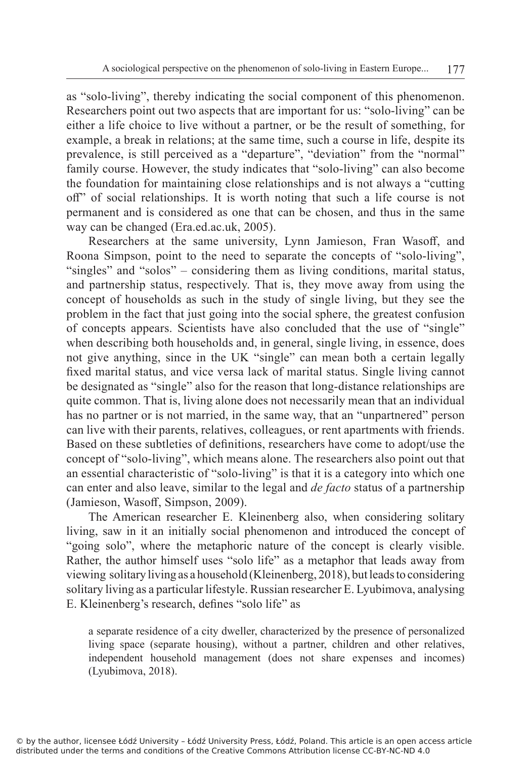as "solo-living", thereby indicating the social component of this phenomenon. Researchers point out two aspects that are important for us: "solo-living" can be either a life choice to live without a partner, or be the result of something, for example, a break in relations; at the same time, such a course in life, despite its prevalence, is still perceived as a "departure", "deviation" from the "normal" family course. However, the study indicates that "solo-living" can also become the foundation for maintaining close relationships and is not always a "cutting off" of social relationships. It is worth noting that such a life course is not permanent and is considered as one that can be chosen, and thus in the same way can be changed (Era.ed.ac.uk, 2005).

Researchers at the same university, Lynn Jamieson, Fran Wasoff, and Roona Simpson, point to the need to separate the concepts of "solo-living", "singles" and "solos" – considering them as living conditions, marital status, and partnership status, respectively. That is, they move away from using the concept of households as such in the study of single living, but they see the problem in the fact that just going into the social sphere, the greatest confusion of concepts appears. Scientists have also concluded that the use of "single" when describing both households and, in general, single living, in essence, does not give anything, since in the UK "single" can mean both a certain legally fixed marital status, and vice versa lack of marital status. Single living cannot be designated as "single" also for the reason that long-distance relationships are quite common. That is, living alone does not necessarily mean that an individual has no partner or is not married, in the same way, that an "unpartnered" person can live with their parents, relatives, colleagues, or rent apartments with friends. Based on these subtleties of definitions, researchers have come to adopt/use the concept of "solo-living", which means alone. The researchers also point out that an essential characteristic of "solo-living" is that it is a category into which one can enter and also leave, similar to the legal and *de facto* status of a partnership (Jamieson, Wasoff, Simpson, 2009).

The American researcher E. Kleinenberg also, when considering solitary living, saw in it an initially social phenomenon and introduced the concept of "going solo", where the metaphoric nature of the concept is clearly visible. Rather, the author himself uses "solo life" as a metaphor that leads away from viewing solitary living as a household (Kleinenberg, 2018), but leads to considering solitary living as a particular lifestyle. Russian researcher E. Lyubimova, analysing E. Kleinenberg's research, defines "solo life" as

> a separate residence of a city dweller, characterized by the presence of personalized living space (separate housing), without a partner, children and other relatives, independent household management (does not share expenses and incomes) (Lyubimova, 2018).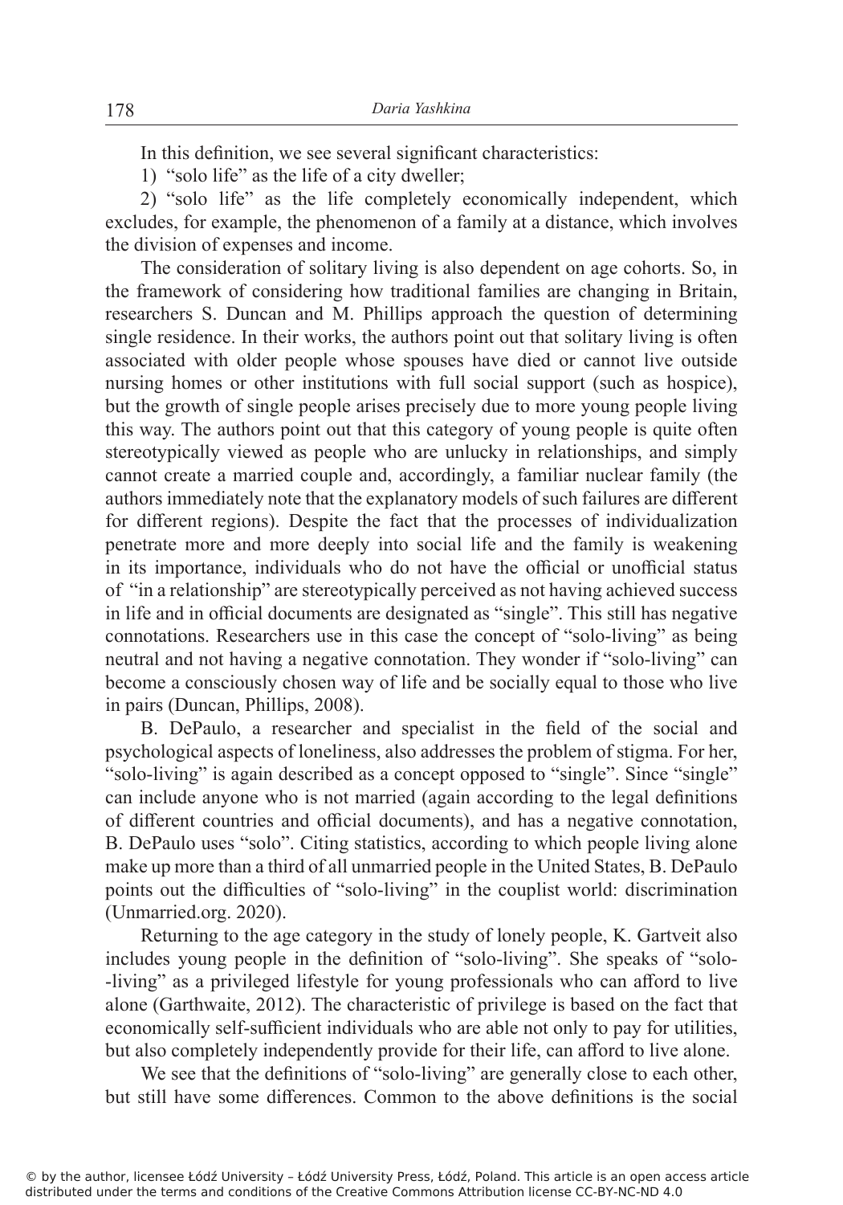In this definition, we see several significant characteristics:

1) "solo life" as the life of a city dweller;

2) "solo life" as the life completely economically independent, which excludes, for example, the phenomenon of a family at a distance, which involves the division of expenses and income.

The consideration of solitary living is also dependent on age cohorts. So, in the framework of considering how traditional families are changing in Britain, researchers S. Duncan and M. Phillips approach the question of determining single residence. In their works, the authors point out that solitary living is often associated with older people whose spouses have died or cannot live outside nursing homes or other institutions with full social support (such as hospice), but the growth of single people arises precisely due to more young people living this way. The authors point out that this category of young people is quite often stereotypically viewed as people who are unlucky in relationships, and simply cannot create a married couple and, accordingly, a familiar nuclear family (the authors immediately note that the explanatory models of such failures are different for different regions). Despite the fact that the processes of individualization penetrate more and more deeply into social life and the family is weakening in its importance, individuals who do not have the official or unofficial status of "in a relationship" are stereotypically perceived as not having achieved success in life and in official documents are designated as "single". This still has negative connotations. Researchers use in this case the concept of "solo-living" as being neutral and not having a negative connotation. They wonder if "solo-living" can become a consciously chosen way of life and be socially equal to those who live in pairs (Duncan, Phillips, 2008).

B. DePaulo, a researcher and specialist in the field of the social and psychological aspects of loneliness, also addresses the problem of stigma. For her, "solo-living" is again described as a concept opposed to "single". Since "single" can include anyone who is not married (again according to the legal definitions of different countries and official documents), and has a negative connotation, B. DePaulo uses "solo". Citing statistics, according to which people living alone make up more than a third of all unmarried people in the United States, B. DePaulo points out the difficulties of "solo-living" in the couplist world: discrimination (Unmarried.org. 2020).

Returning to the age category in the study of lonely people, K. Gartveit also includes young people in the definition of "solo-living". She speaks of "solo-living" as a privileged lifestyle for young professionals who can afford to live alone (Garthwaite, 2012). The characteristic of privilege is based on the fact that economically self-sufficient individuals who are able not only to pay for utilities, but also completely independently provide for their life, can afford to live alone.

We see that the definitions of "solo-living" are generally close to each other, but still have some differences. Common to the above definitions is the social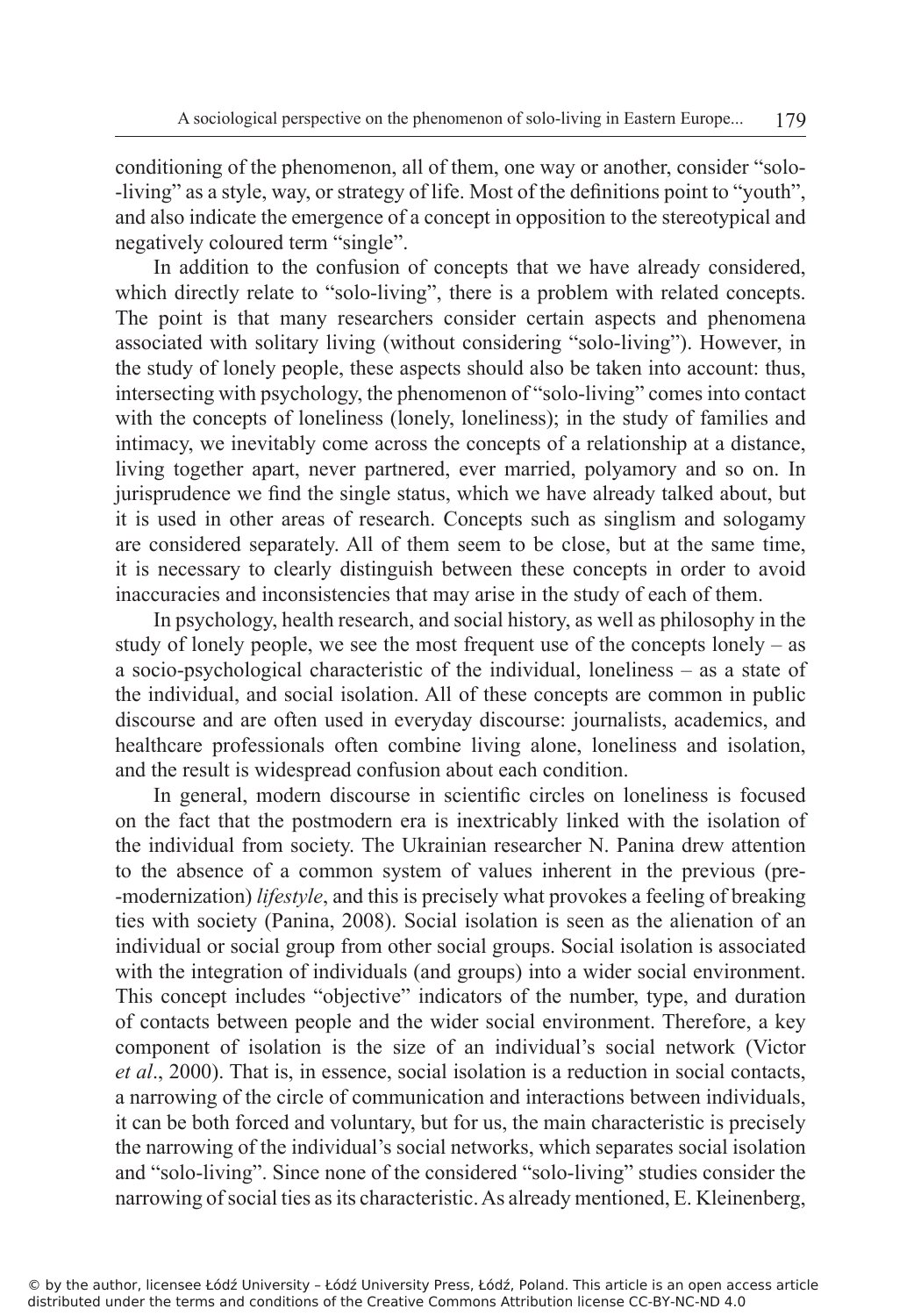conditioning of the phenomenon, all of them, one way or another, consider "solo-living" as a style, way, or strategy of life. Most of the definitions point to "youth", and also indicate the emergence of a concept in opposition to the stereotypical and negatively coloured term "single".

In addition to the confusion of concepts that we have already considered, which directly relate to "solo-living", there is a problem with related concepts. The point is that many researchers consider certain aspects and phenomena associated with solitary living (without considering "solo-living"). However, in the study of lonely people, these aspects should also be taken into account: thus, intersecting with psychology, the phenomenon of "solo-living" comes into contact with the concepts of loneliness (lonely, loneliness); in the study of families and intimacy, we inevitably come across the concepts of a relationship at a distance, living together apart, never partnered, ever married, polyamory and so on. In jurisprudence we find the single status, which we have already talked about, but it is used in other areas of research. Concepts such as singlism and sologamy are considered separately. All of them seem to be close, but at the same time, it is necessary to clearly distinguish between these concepts in order to avoid inaccuracies and inconsistencies that may arise in the study of each of them.

In psychology, health research, and social history, as well as philosophy in the study of lonely people, we see the most frequent use of the concepts lonely – as a socio-psychological characteristic of the individual, loneliness – as a state of the individual, and social isolation. All of these concepts are common in public discourse and are often used in everyday discourse: journalists, academics, and healthcare professionals often combine living alone, loneliness and isolation, and the result is widespread confusion about each condition.

In general, modern discourse in scientific circles on loneliness is focused on the fact that the postmodern era is inextricably linked with the isolation of the individual from society. The Ukrainian researcher N. Panina drew attention to the absence of a common system of values inherent in the previous (pre-modernization) *lifestyle*, and this is precisely what provokes a feeling of breaking ties with society (Panina, 2008). Social isolation is seen as the alienation of an individual or social group from other social groups. Social isolation is associated with the integration of individuals (and groups) into a wider social environment. This concept includes "objective" indicators of the number, type, and duration of contacts between people and the wider social environment. Therefore, a key component of isolation is the size of an individual's social network (Victor *et al*., 2000). That is, in essence, social isolation is a reduction in social contacts, a narrowing of the circle of communication and interactions between individuals, it can be both forced and voluntary, but for us, the main characteristic is precisely the narrowing of the individual's social networks, which separates social isolation and "solo-living". Since none of the considered "solo-living" studies consider the narrowing of social ties as its characteristic. As already mentioned, E. Kleinenberg,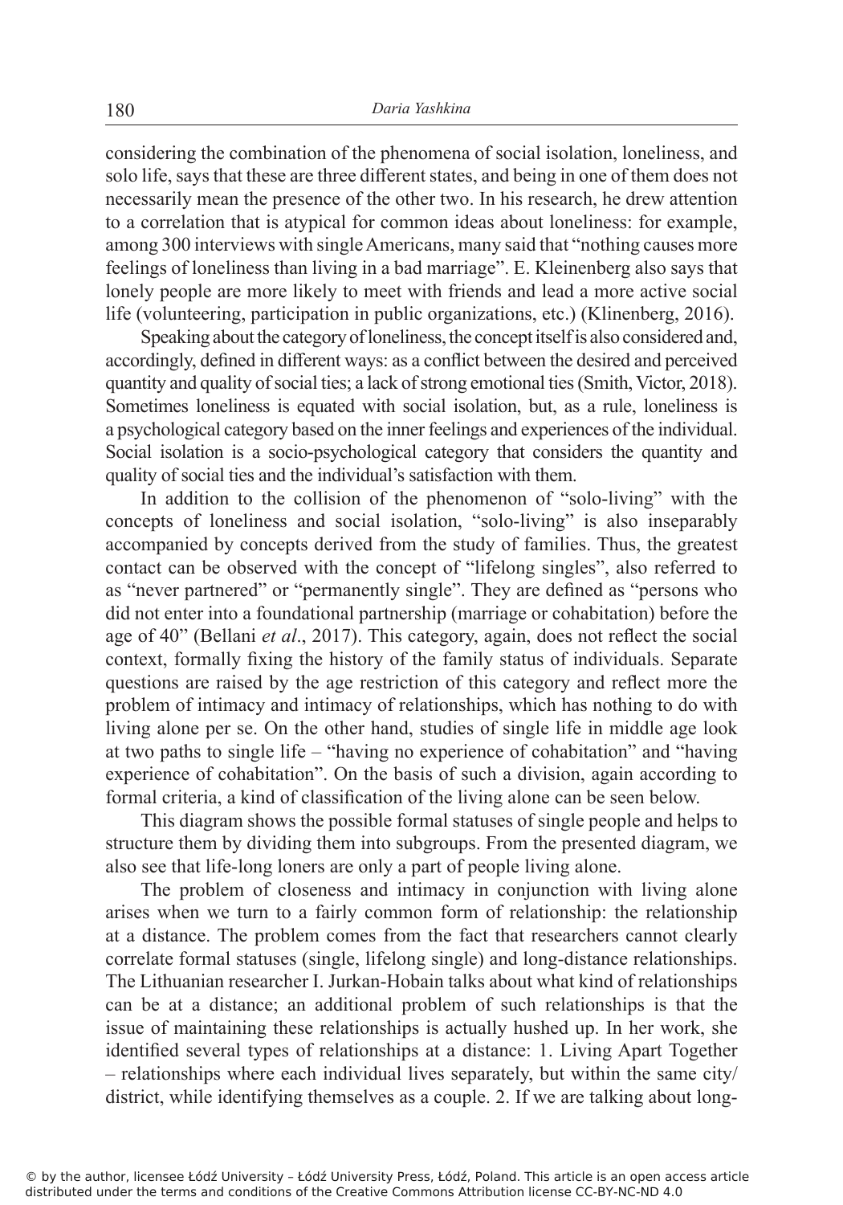considering the combination of the phenomena of social isolation, loneliness, and solo life, says that these are three different states, and being in one of them does not necessarily mean the presence of the other two. In his research, he drew attention to a correlation that is atypical for common ideas about loneliness: for example, among 300 interviews with single Americans, many said that "nothing causes more feelings of loneliness than living in a bad marriage". E. Kleinenberg also says that lonely people are more likely to meet with friends and lead a more active social life (volunteering, participation in public organizations, etc.) (Klinenberg, 2016).

Speaking about the category of loneliness, the concept itself is also considered and, accordingly, defined in different ways: as a conflict between the desired and perceived quantity and quality of social ties; a lack of strong emotional ties (Smith, Victor, 2018). Sometimes loneliness is equated with social isolation, but, as a rule, loneliness is a psychological category based on the inner feelings and experiences of the individual. Social isolation is a socio-psychological category that considers the quantity and quality of social ties and the individual's satisfaction with them.

In addition to the collision of the phenomenon of "solo-living" with the concepts of loneliness and social isolation, "solo-living" is also inseparably accompanied by concepts derived from the study of families. Thus, the greatest contact can be observed with the concept of "lifelong singles", also referred to as "never partnered" or "permanently single". They are defined as "persons who did not enter into a foundational partnership (marriage or cohabitation) before the age of 40" (Bellani *et al*., 2017). This category, again, does not reflect the social context, formally fixing the history of the family status of individuals. Separate questions are raised by the age restriction of this category and reflect more the problem of intimacy and intimacy of relationships, which has nothing to do with living alone per se. On the other hand, studies of single life in middle age look at two paths to single life – "having no experience of cohabitation" and "having experience of cohabitation". On the basis of such a division, again according to formal criteria, a kind of classification of the living alone can be seen below.

This diagram shows the possible formal statuses of single people and helps to structure them by dividing them into subgroups. From the presented diagram, we also see that life-long loners are only a part of people living alone.

The problem of closeness and intimacy in conjunction with living alone arises when we turn to a fairly common form of relationship: the relationship at a distance. The problem comes from the fact that researchers cannot clearly correlate formal statuses (single, lifelong single) and long-distance relationships. The Lithuanian researcher I. Jurkan-Hobain talks about what kind of relationships can be at a distance; an additional problem of such relationships is that the issue of maintaining these relationships is actually hushed up. In her work, she identified several types of relationships at a distance: 1. Living Apart Together – relationships where each individual lives separately, but within the same city/district, while identifying themselves as a couple. 2. If we are talking about long-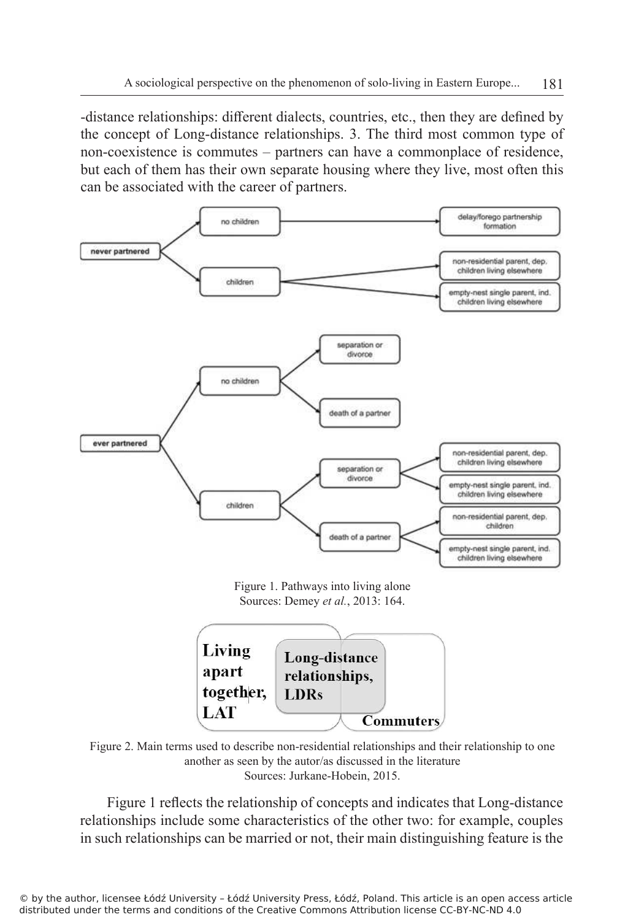-distance relationships: different dialects, countries, etc., then they are defined by the concept of Long-distance relationships. 3. The third most common type of non-coexistence is commutes – partners can have a commonplace of residence, but each of them has their own separate housing where they live, most often this can be associated with the career of partners.

Figure 1. Pathways into living alone
Sources: Demey *et al.*, 2013: 164.

Figure 2. Main terms used to describe non-residential relationships and their relationship to one another as seen by the autor/as discussed in the literature
Sources: Jurkane-Hobein, 2015.

Figure 1 reflects the relationship of concepts and indicates that Long-distance relationships include some characteristics of the other two: for example, couples in such relationships can be married or not, their main distinguishing feature is the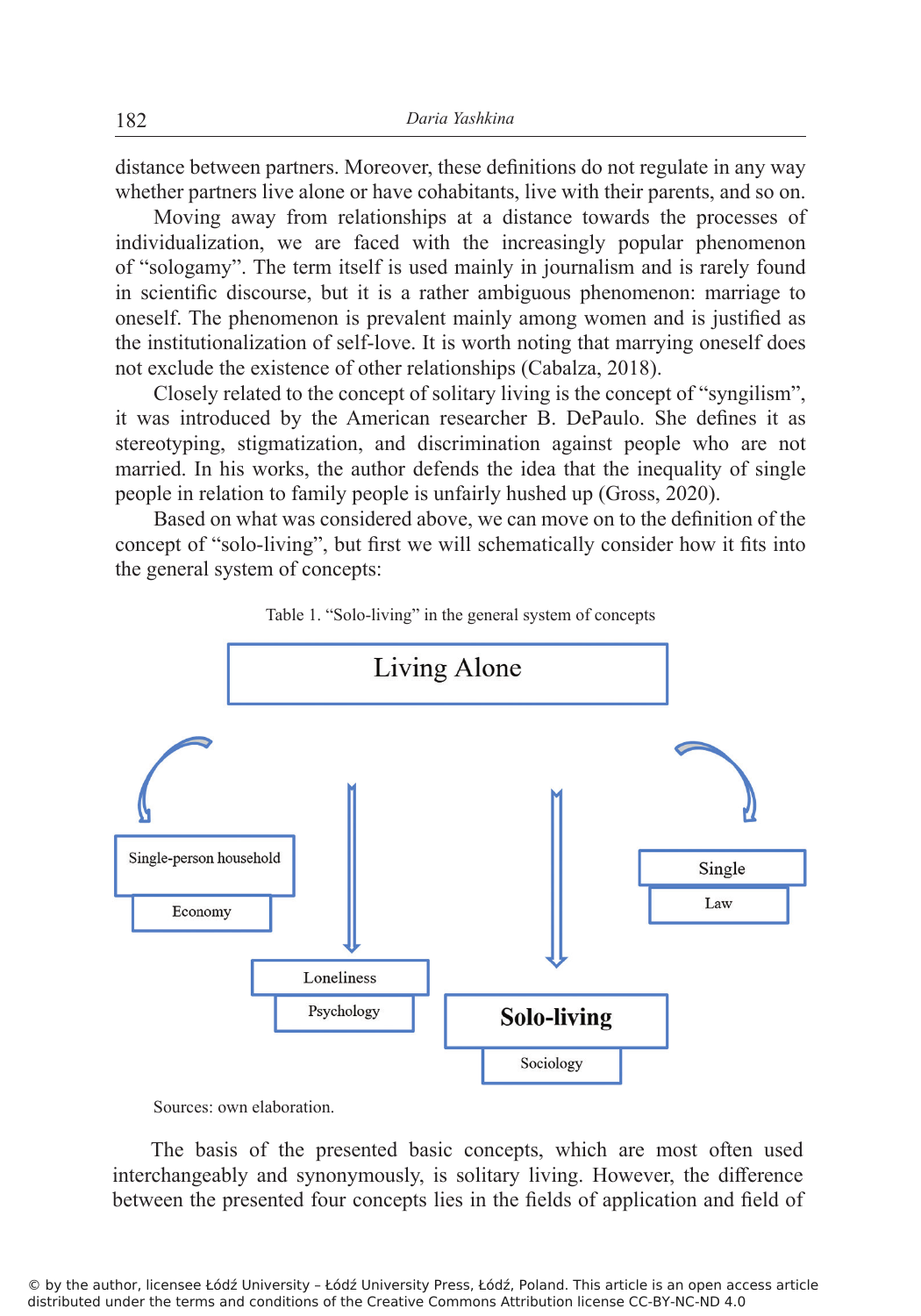distance between partners. Moreover, these definitions do not regulate in any way whether partners live alone or have cohabitants, live with their parents, and so on.

Moving away from relationships at a distance towards the processes of individualization, we are faced with the increasingly popular phenomenon of "sologamy". The term itself is used mainly in journalism and is rarely found in scientific discourse, but it is a rather ambiguous phenomenon: marriage to oneself. The phenomenon is prevalent mainly among women and is justified as the institutionalization of self-love. It is worth noting that marrying oneself does not exclude the existence of other relationships (Cabalza, 2018).

Closely related to the concept of solitary living is the concept of "syngilism", it was introduced by the American researcher B. DePaulo. She defines it as stereotyping, stigmatization, and discrimination against people who are not married. In his works, the author defends the idea that the inequality of single people in relation to family people is unfairly hushed up (Gross, 2020).

Based on what was considered above, we can move on to the definition of the concept of "solo-living", but first we will schematically consider how it fits into the general system of concepts:

Table 1. "Solo-living" in the general system of concepts

Living Alone

Single-person household
Economy

Loneliness
Psychology

**Solo-living**
Sociology

Single
Law

Sources: own elaboration.

The basis of the presented basic concepts, which are most often used interchangeably and synonymously, is solitary living. However, the difference between the presented four concepts lies in the fields of application and field of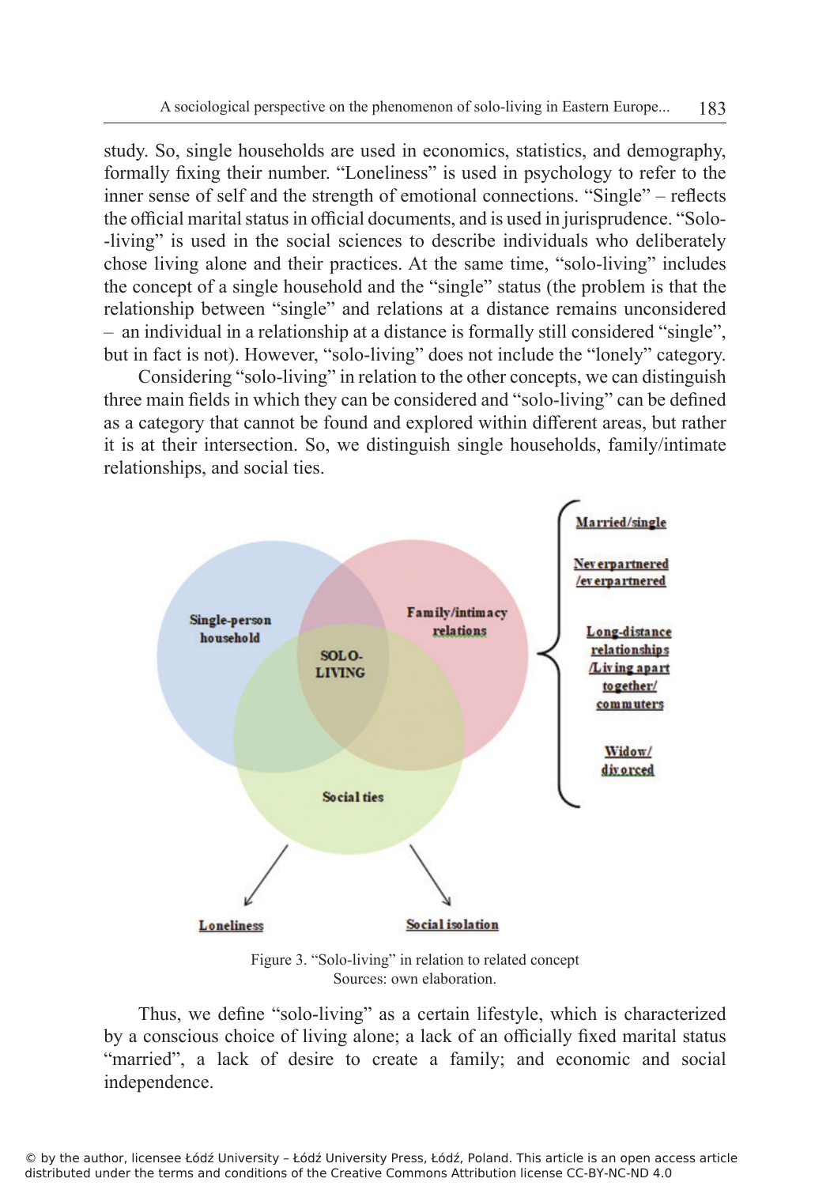study. So, single households are used in economics, statistics, and demography, formally fixing their number. "Loneliness" is used in psychology to refer to the inner sense of self and the strength of emotional connections. "Single" – reflects the official marital status in official documents, and is used in jurisprudence. "Solo--living" is used in the social sciences to describe individuals who deliberately chose living alone and their practices. At the same time, "solo-living" includes the concept of a single household and the "single" status (the problem is that the relationship between "single" and relations at a distance remains unconsidered – an individual in a relationship at a distance is formally still considered "single", but in fact is not). However, "solo-living" does not include the "lonely" category.

Considering "solo-living" in relation to the other concepts, we can distinguish three main fields in which they can be considered and "solo-living" can be defined as a category that cannot be found and explored within different areas, but rather it is at their intersection. So, we distinguish single households, family/intimate relationships, and social ties.

Single-person household

Family/intimacy relations

SOLO-LIVING

Social ties

Married/single

Neverpartnered /everpartnered

Long-distance relationships /Living apart together/ commuters

Widow/ divorced

Loneliness

Social isolation

Figure 3. "Solo-living" in relation to related concept
Sources: own elaboration.

Thus, we define "solo-living" as a certain lifestyle, which is characterized by a conscious choice of living alone; a lack of an officially fixed marital status "married", a lack of desire to create a family; and economic and social independence.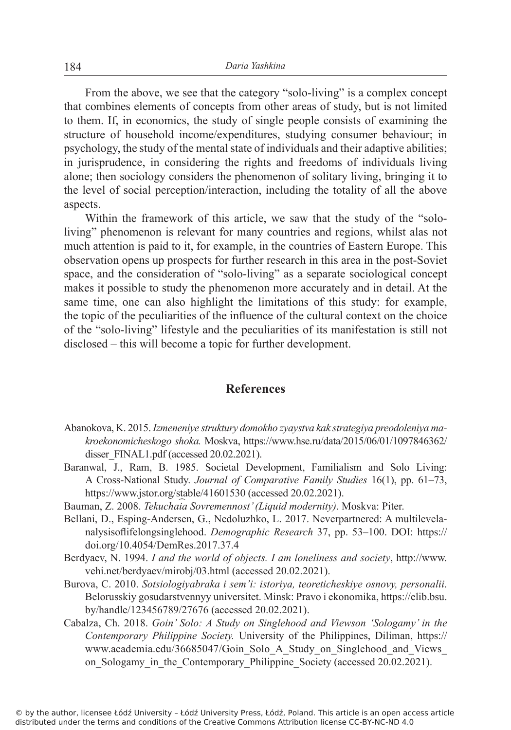From the above, we see that the category "solo-living" is a complex concept that combines elements of concepts from other areas of study, but is not limited to them. If, in economics, the study of single people consists of examining the structure of household income/expenditures, studying consumer behaviour; in psychology, the study of the mental state of individuals and their adaptive abilities; in jurisprudence, in considering the rights and freedoms of individuals living alone; then sociology considers the phenomenon of solitary living, bringing it to the level of social perception/interaction, including the totality of all the above aspects.

Within the framework of this article, we saw that the study of the "solo-living" phenomenon is relevant for many countries and regions, whilst alas not much attention is paid to it, for example, in the countries of Eastern Europe. This observation opens up prospects for further research in this area in the post-Soviet space, and the consideration of "solo-living" as a separate sociological concept makes it possible to study the phenomenon more accurately and in detail. At the same time, one can also highlight the limitations of this study: for example, the topic of the peculiarities of the influence of the cultural context on the choice of the "solo-living" lifestyle and the peculiarities of its manifestation is still not disclosed – this will become a topic for further development.

## References

Abanokova, K. 2015. *Izmeneniye struktury domokho zyaystva kak strategiya preodoleniya makroekonomicheskogo shoka.* Moskva, https://www.hse.ru/data/2015/06/01/1097846362/disser_FINAL1.pdf (accessed 20.02.2021).

Baranwal, J., Ram, B. 1985. Societal Development, Familialism and Solo Living: A Cross-National Study. *Journal of Comparative Family Studies* 16(1), pp. 61–73, https://www.jstor.org/stable/41601530 (accessed 20.02.2021).

Bauman, Z. 2008. *Tekuchaia Sovremennost' (Liquid modernity)*. Moskva: Piter.

Bellani, D., Esping-Andersen, G., Nedoluzhko, L. 2017. Neverpartnered: A multilevelanalysisoflifelongsinglehood. *Demographic Research* 37, pp. 53–100. DOI: https://doi.org/10.4054/DemRes.2017.37.4

Berdyaev, N. 1994. *I and the world of objects. I am loneliness and society*, http://www.vehi.net/berdyaev/mirobj/03.html (accessed 20.02.2021).

Burova, C. 2010. *Sotsiologiyabraka i sem'i: istoriya, teoreticheskiye osnovy, personalii*. Belorusskiy gosudarstvennyy universitet. Minsk: Pravo i ekonomika, https://elib.bsu.by/handle/123456789/27676 (accessed 20.02.2021).

Cabalza, Ch. 2018. *Goin' Solo: A Study on Singlehood and Viewson 'Sologamy' in the Contemporary Philippine Society.* University of the Philippines, Diliman, https://www.academia.edu/36685047/Goin_Solo_A_Study_on_Singlehood_and_Views_on_Sologamy_in_the_Contemporary_Philippine_Society (accessed 20.02.2021).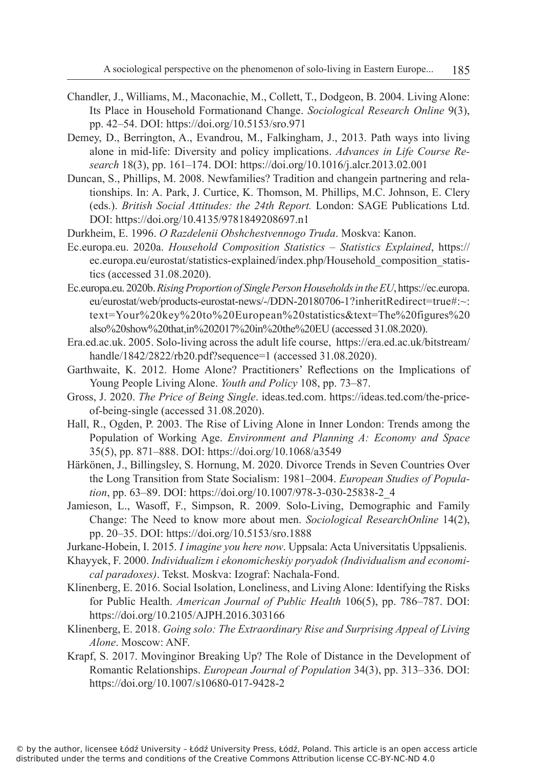Chandler, J., Williams, M., Maconachie, M., Collett, T., Dodgeon, B. 2004. Living Alone: Its Place in Household Formationand Change. *Sociological Research Online* 9(3), pp. 42–54. DOI: https://doi.org/10.5153/sro.971

Demey, D., Berrington, A., Evandrou, M., Falkingham, J., 2013. Path ways into living alone in mid-life: Diversity and policy implications. *Advances in Life Course Research* 18(3), pp. 161–174. DOI: https://doi.org/10.1016/j.alcr.2013.02.001

Duncan, S., Phillips, M. 2008. Newfamilies? Tradition and changein partnering and relationships. In: A. Park, J. Curtice, K. Thomson, M. Phillips, M.C. Johnson, E. Clery (eds.). *British Social Attitudes: the 24th Report.* London: SAGE Publications Ltd. DOI: https://doi.org/10.4135/9781849208697.n1

Durkheim, E. 1996. *O Razdelenii Obshchestvennogo Truda*. Moskva: Kanon.

Ec.europa.eu. 2020a. *Household Composition Statistics – Statistics Explained*, https://ec.europa.eu/eurostat/statistics-explained/index.php/Household_composition_statistics (accessed 31.08.2020).

Ec.europa.eu. 2020b. *Rising Proportion of Single Person Households in the EU*, https://ec.europa.eu/eurostat/web/products-eurostat-news/-/DDN-20180706-1?inheritRedirect=true#:~:text=Your%20key%20to%20European%20statistics&text=The%20figures%20also%20show%20that,in%202017%20in%20the%20EU (accessed 31.08.2020).

Era.ed.ac.uk. 2005. Solo-living across the adult life course, https://era.ed.ac.uk/bitstream/handle/1842/2822/rb20.pdf?sequence=1 (accessed 31.08.2020).

Garthwaite, K. 2012. Home Alone? Practitioners' Reflections on the Implications of Young People Living Alone. *Youth and Policy* 108, pp. 73–87.

Gross, J. 2020. *The Price of Being Single*. ideas.ted.com. https://ideas.ted.com/the-price-of-being-single (accessed 31.08.2020).

Hall, R., Ogden, P. 2003. The Rise of Living Alone in Inner London: Trends among the Population of Working Age. *Environment and Planning A: Economy and Space* 35(5), pp. 871–888. DOI: https://doi.org/10.1068/a3549

Härkönen, J., Billingsley, S. Hornung, M. 2020. Divorce Trends in Seven Countries Over the Long Transition from State Socialism: 1981–2004. *European Studies of Population*, pp. 63–89. DOI: https://doi.org/10.1007/978-3-030-25838-2_4

Jamieson, L., Wasoff, F., Simpson, R. 2009. Solo-Living, Demographic and Family Change: The Need to know more about men. *Sociological ResearchOnline* 14(2), pp. 20–35. DOI: https://doi.org/10.5153/sro.1888

Jurkane-Hobein, I. 2015. *I imagine you here now*. Uppsala: Acta Universitatis Uppsalienis.

Khayyek, F. 2000. *Individualizm i ekonomicheskiy poryadok (Individualism and economical paradoxes)*. Tekst. Moskva: Izograf: Nachala-Fond.

Klinenberg, E. 2016. Social Isolation, Loneliness, and Living Alone: Identifying the Risks for Public Health. *American Journal of Public Health* 106(5), pp. 786–787. DOI: https://doi.org/10.2105/AJPH.2016.303166

Klinenberg, E. 2018. *Going solo: The Extraordinary Rise and Surprising Appeal of Living Alone*. Moscow: ANF.

Krapf, S. 2017. Movinginor Breaking Up? The Role of Distance in the Development of Romantic Relationships. *European Journal of Population* 34(3), pp. 313–336. DOI: https://doi.org/10.1007/s10680-017-9428-2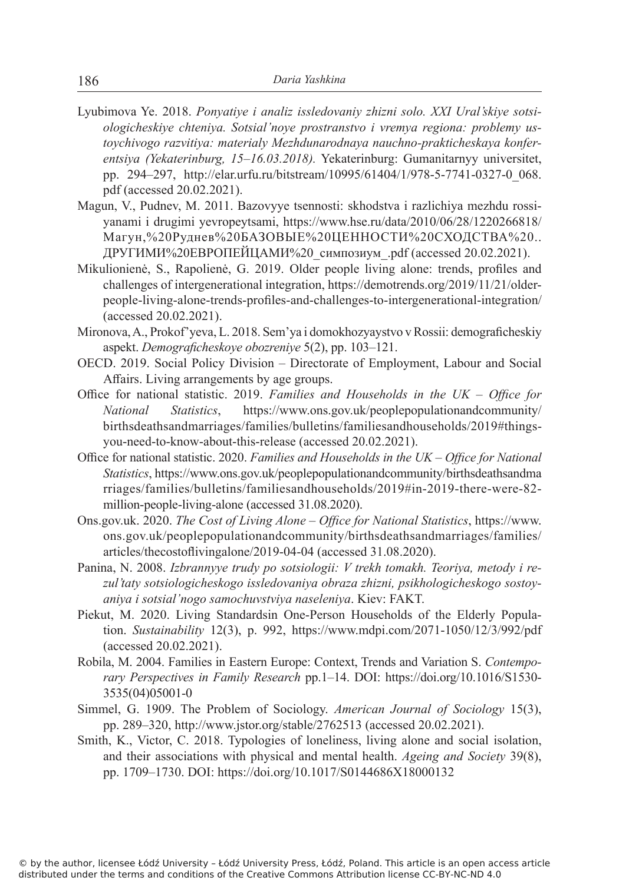Lyubimova Ye. 2018. *Ponyatiye i analiz issledovaniy zhizni solo. XXI Ural'skiye sotsiologicheskiye chteniya. Sotsial'noye prostranstvo i vremya regiona: problemy ustoychivogo razvitiya: materialy Mezhdunarodnaya nauchno-prakticheskaya konferentsiya (Yekaterinburg, 15–16.03.2018).* Yekaterinburg: Gumanitarnyy universitet, pp. 294–297, http://elar.urfu.ru/bitstream/10995/61404/1/978-5-7741-0327-0_068.pdf (accessed 20.02.2021).

Magun, V., Pudnev, M. 2011. Bazovyye tsennosti: skhodstva i razlichiya mezhdu rossiyanami i drugimi yevropeytsami, https://www.hse.ru/data/2010/06/28/1220266818/Магун,%20Руднев%20БАЗОВЫЕ%20ЦЕННОСТИ%20СХОДСТВА%20..ДРУГИМИ%20ЕВРОПЕЙЦАМИ%20_симпозиум_.pdf (accessed 20.02.2021).

Mikulionienė, S., Rapolienė, G. 2019. Older people living alone: trends, profiles and challenges of intergenerational integration, https://demotrends.org/2019/11/21/older-people-living-alone-trends-profiles-and-challenges-to-intergenerational-integration/ (accessed 20.02.2021).

Mironova, A., Prokof'yeva, L. 2018. Sem'ya i domokhozyaystvo v Rossii: demograficheskiy aspekt. *Demograficheskoye obozreniye* 5(2), pp. 103–121.

OECD. 2019. Social Policy Division – Directorate of Employment, Labour and Social Affairs. Living arrangements by age groups.

Office for national statistic. 2019. *Families and Households in the UK – Office for National Statistics*, https://www.ons.gov.uk/peoplepopulationandcommunity/birthsdeathsandmarriages/families/bulletins/familiesandhouseholds/2019#things-you-need-to-know-about-this-release (accessed 20.02.2021).

Office for national statistic. 2020. *Families and Households in the UK – Office for National Statistics*, https://www.ons.gov.uk/peoplepopulationandcommunity/birthsdeathsandmarriages/families/bulletins/familiesandhouseholds/2019#in-2019-there-were-82-million-people-living-alone (accessed 31.08.2020).

Ons.gov.uk. 2020. *The Cost of Living Alone – Office for National Statistics*, https://www.ons.gov.uk/peoplepopulationandcommunity/birthsdeathsandmarriages/families/articles/thecostoflivingalone/2019-04-04 (accessed 31.08.2020).

Panina, N. 2008. *Izbrannyye trudy po sotsiologii: V trekh tomakh. Teoriya, metody i rezul'taty sotsiologicheskogo issledovaniya obraza zhizni, psikhologicheskogo sostoyaniya i sotsial'nogo samochuvstviya naseleniya*. Kiev: FAKT.

Piekut, M. 2020. Living Standardsin One-Person Households of the Elderly Population. *Sustainability* 12(3), p. 992, https://www.mdpi.com/2071-1050/12/3/992/pdf (accessed 20.02.2021).

Robila, M. 2004. Families in Eastern Europe: Context, Trends and Variation S. *Contemporary Perspectives in Family Research* pp.1–14. DOI: https://doi.org/10.1016/S1530-3535(04)05001-0

Simmel, G. 1909. The Problem of Sociology. *American Journal of Sociology* 15(3), pp. 289–320, http://www.jstor.org/stable/2762513 (accessed 20.02.2021).

Smith, K., Victor, C. 2018. Typologies of loneliness, living alone and social isolation, and their associations with physical and mental health. *Ageing and Society* 39(8), pp. 1709–1730. DOI: https://doi.org/10.1017/S0144686X18000132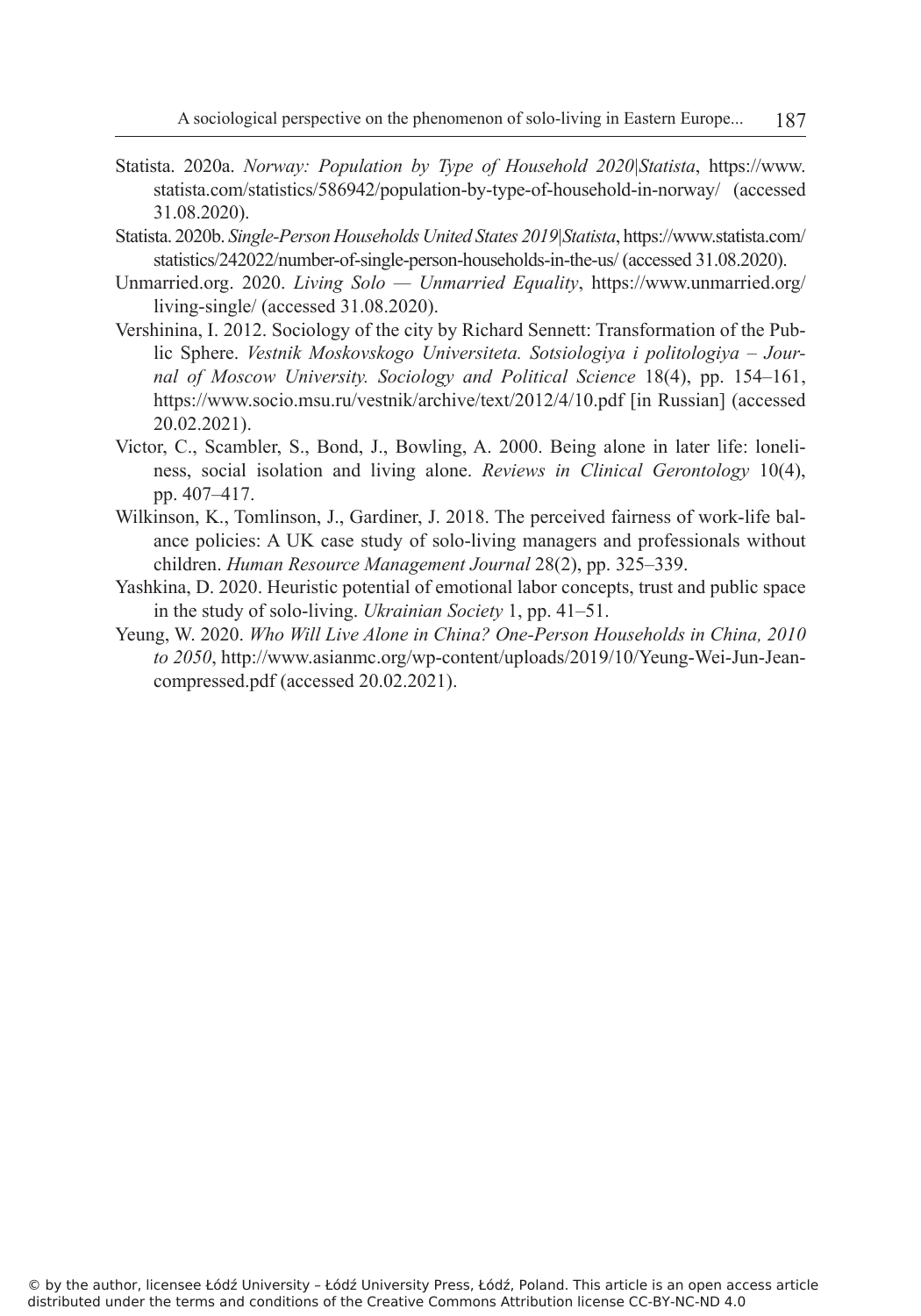Statista. 2020a. *Norway: Population by Type of Household 2020|Statista*, https://www.statista.com/statistics/586942/population-by-type-of-household-in-norway/ (accessed 31.08.2020).

Statista. 2020b. *Single-Person Households United States 2019|Statista*, https://www.statista.com/statistics/242022/number-of-single-person-households-in-the-us/ (accessed 31.08.2020).

Unmarried.org. 2020. *Living Solo — Unmarried Equality*, https://www.unmarried.org/living-single/ (accessed 31.08.2020).

Vershinina, I. 2012. Sociology of the city by Richard Sennett: Transformation of the Public Sphere. *Vestnik Moskovskogo Universiteta. Sotsiologiya i politologiya – Journal of Moscow University. Sociology and Political Science* 18(4), pp. 154–161, https://www.socio.msu.ru/vestnik/archive/text/2012/4/10.pdf [in Russian] (accessed 20.02.2021).

Victor, C., Scambler, S., Bond, J., Bowling, A. 2000. Being alone in later life: loneliness, social isolation and living alone. *Reviews in Clinical Gerontology* 10(4), pp. 407–417.

Wilkinson, K., Tomlinson, J., Gardiner, J. 2018. The perceived fairness of work-life balance policies: A UK case study of solo-living managers and professionals without children. *Human Resource Management Journal* 28(2), pp. 325–339.

Yashkina, D. 2020. Heuristic potential of emotional labor concepts, trust and public space in the study of solo-living. *Ukrainian Society* 1, pp. 41–51.

Yeung, W. 2020. *Who Will Live Alone in China? One-Person Households in China, 2010 to 2050*, http://www.asianmc.org/wp-content/uploads/2019/10/Yeung-Wei-Jun-Jean-compressed.pdf (accessed 20.02.2021).